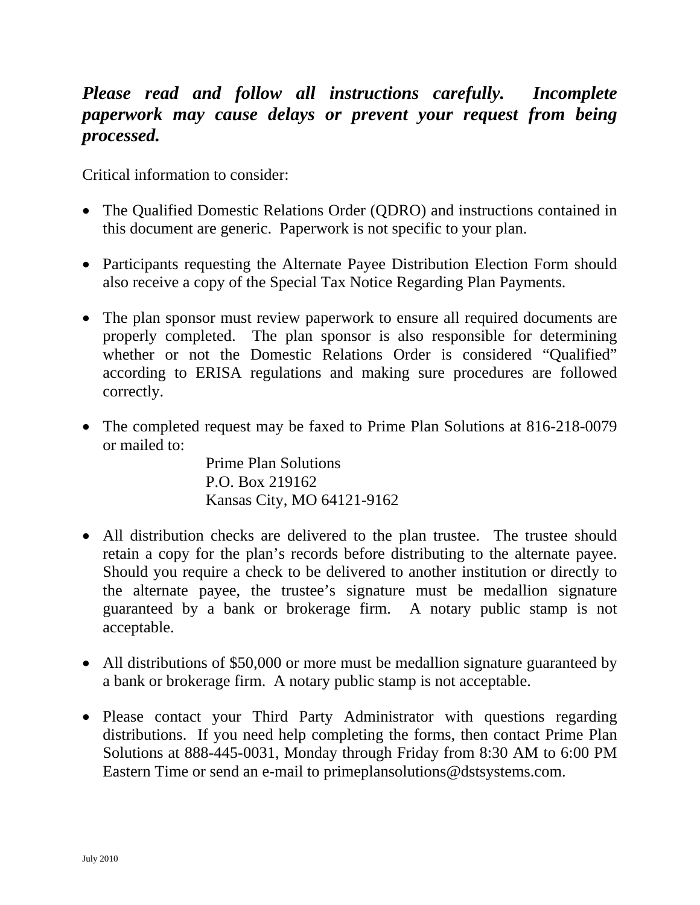***Please read and follow all instructions carefully. Incomplete paperwork may cause delays or prevent your request from being processed.***

Critical information to consider:

- The Qualified Domestic Relations Order (QDRO) and instructions contained in this document are generic. Paperwork is not specific to your plan.

- Participants requesting the Alternate Payee Distribution Election Form should also receive a copy of the Special Tax Notice Regarding Plan Payments.

- The plan sponsor must review paperwork to ensure all required documents are properly completed. The plan sponsor is also responsible for determining whether or not the Domestic Relations Order is considered "Qualified" according to ERISA regulations and making sure procedures are followed correctly.

- The completed request may be faxed to Prime Plan Solutions at 816-218-0079 or mailed to:

  Prime Plan Solutions
  P.O. Box 219162
  Kansas City, MO 64121-9162

- All distribution checks are delivered to the plan trustee. The trustee should retain a copy for the plan's records before distributing to the alternate payee. Should you require a check to be delivered to another institution or directly to the alternate payee, the trustee's signature must be medallion signature guaranteed by a bank or brokerage firm. A notary public stamp is not acceptable.

- All distributions of $50,000 or more must be medallion signature guaranteed by a bank or brokerage firm. A notary public stamp is not acceptable.

- Please contact your Third Party Administrator with questions regarding distributions. If you need help completing the forms, then contact Prime Plan Solutions at 888-445-0031, Monday through Friday from 8:30 AM to 6:00 PM Eastern Time or send an e-mail to primeplansolutions@dstsystems.com.

July 2010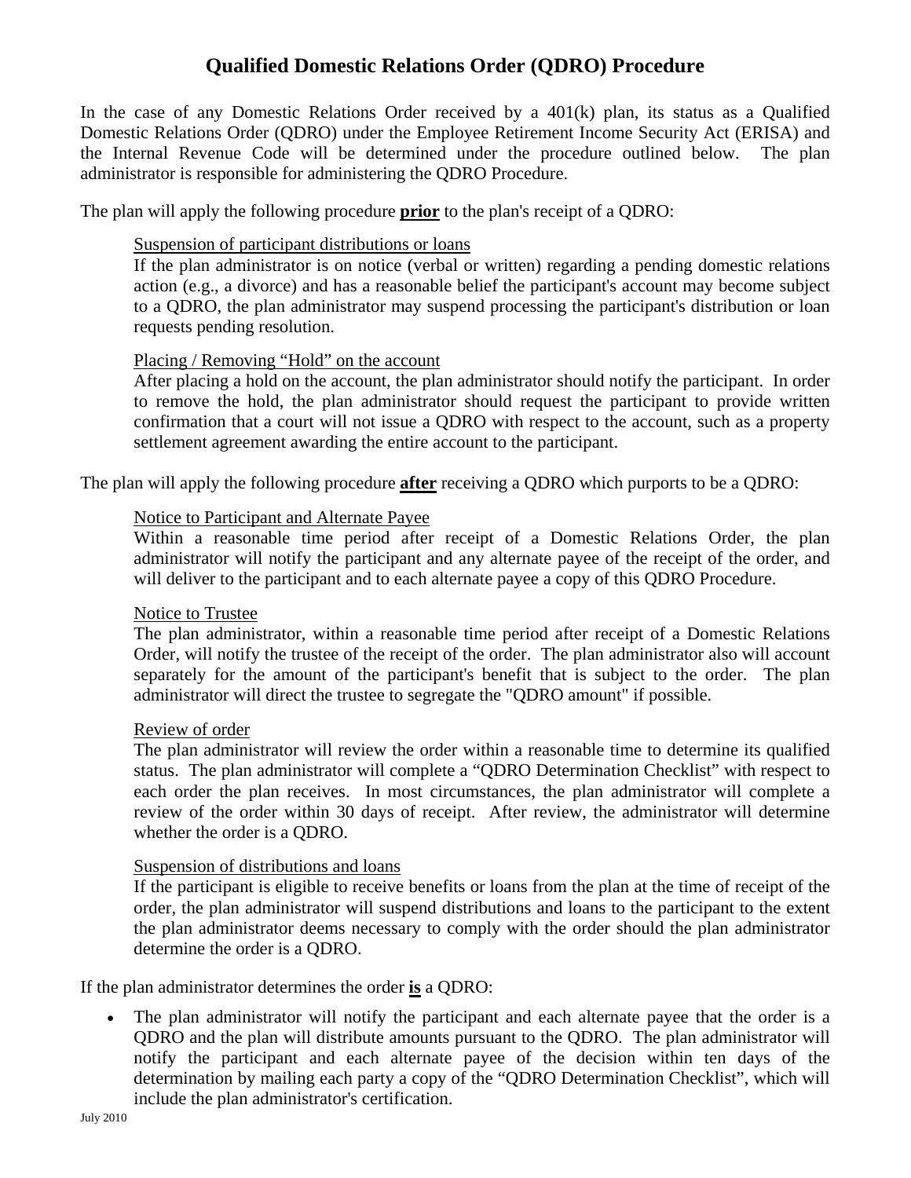# Qualified Domestic Relations Order (QDRO) Procedure

In the case of any Domestic Relations Order received by a 401(k) plan, its status as a Qualified Domestic Relations Order (QDRO) under the Employee Retirement Income Security Act (ERISA) and the Internal Revenue Code will be determined under the procedure outlined below. The plan administrator is responsible for administering the QDRO Procedure.

The plan will apply the following procedure **prior** to the plan's receipt of a QDRO:

> Suspension of participant distributions or loans
>
> If the plan administrator is on notice (verbal or written) regarding a pending domestic relations action (e.g., a divorce) and has a reasonable belief the participant's account may become subject to a QDRO, the plan administrator may suspend processing the participant's distribution or loan requests pending resolution.
>
> Placing / Removing "Hold" on the account
>
> After placing a hold on the account, the plan administrator should notify the participant. In order to remove the hold, the plan administrator should request the participant to provide written confirmation that a court will not issue a QDRO with respect to the account, such as a property settlement agreement awarding the entire account to the participant.

The plan will apply the following procedure **after** receiving a QDRO which purports to be a QDRO:

> Notice to Participant and Alternate Payee
>
> Within a reasonable time period after receipt of a Domestic Relations Order, the plan administrator will notify the participant and any alternate payee of the receipt of the order, and will deliver to the participant and to each alternate payee a copy of this QDRO Procedure.
>
> Notice to Trustee
>
> The plan administrator, within a reasonable time period after receipt of a Domestic Relations Order, will notify the trustee of the receipt of the order. The plan administrator also will account separately for the amount of the participant's benefit that is subject to the order. The plan administrator will direct the trustee to segregate the "QDRO amount" if possible.
>
> Review of order
>
> The plan administrator will review the order within a reasonable time to determine its qualified status. The plan administrator will complete a "QDRO Determination Checklist" with respect to each order the plan receives. In most circumstances, the plan administrator will complete a review of the order within 30 days of receipt. After review, the administrator will determine whether the order is a QDRO.
>
> Suspension of distributions and loans
>
> If the participant is eligible to receive benefits or loans from the plan at the time of receipt of the order, the plan administrator will suspend distributions and loans to the participant to the extent the plan administrator deems necessary to comply with the order should the plan administrator determine the order is a QDRO.

If the plan administrator determines the order **is** a QDRO:

- The plan administrator will notify the participant and each alternate payee that the order is a QDRO and the plan will distribute amounts pursuant to the QDRO. The plan administrator will notify the participant and each alternate payee of the decision within ten days of the determination by mailing each party a copy of the "QDRO Determination Checklist", which will include the plan administrator's certification.

July 2010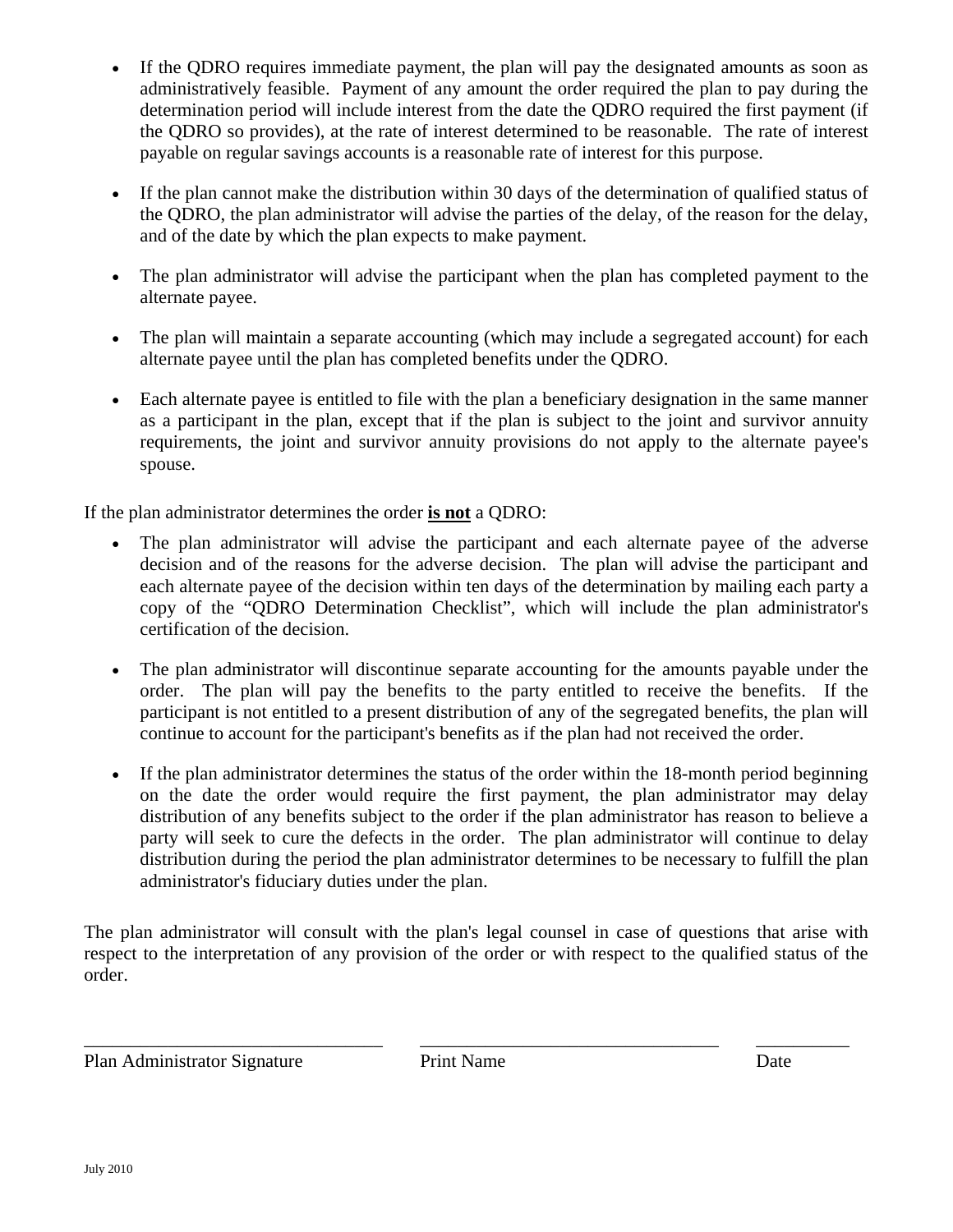- If the QDRO requires immediate payment, the plan will pay the designated amounts as soon as administratively feasible. Payment of any amount the order required the plan to pay during the determination period will include interest from the date the QDRO required the first payment (if the QDRO so provides), at the rate of interest determined to be reasonable. The rate of interest payable on regular savings accounts is a reasonable rate of interest for this purpose.

- If the plan cannot make the distribution within 30 days of the determination of qualified status of the QDRO, the plan administrator will advise the parties of the delay, of the reason for the delay, and of the date by which the plan expects to make payment.

- The plan administrator will advise the participant when the plan has completed payment to the alternate payee.

- The plan will maintain a separate accounting (which may include a segregated account) for each alternate payee until the plan has completed benefits under the QDRO.

- Each alternate payee is entitled to file with the plan a beneficiary designation in the same manner as a participant in the plan, except that if the plan is subject to the joint and survivor annuity requirements, the joint and survivor annuity provisions do not apply to the alternate payee's spouse.

If the plan administrator determines the order **is not** a QDRO:

- The plan administrator will advise the participant and each alternate payee of the adverse decision and of the reasons for the adverse decision. The plan will advise the participant and each alternate payee of the decision within ten days of the determination by mailing each party a copy of the "QDRO Determination Checklist", which will include the plan administrator's certification of the decision.

- The plan administrator will discontinue separate accounting for the amounts payable under the order. The plan will pay the benefits to the party entitled to receive the benefits. If the participant is not entitled to a present distribution of any of the segregated benefits, the plan will continue to account for the participant's benefits as if the plan had not received the order.

- If the plan administrator determines the status of the order within the 18-month period beginning on the date the order would require the first payment, the plan administrator may delay distribution of any benefits subject to the order if the plan administrator has reason to believe a party will seek to cure the defects in the order. The plan administrator will continue to delay distribution during the period the plan administrator determines to be necessary to fulfill the plan administrator's fiduciary duties under the plan.

The plan administrator will consult with the plan's legal counsel in case of questions that arise with respect to the interpretation of any provision of the order or with respect to the qualified status of the order.

\_\_\_\_\_\_\_\_\_\_\_\_\_\_\_\_\_\_\_\_\_\_\_\_\_\_\_\_\_\_ \_\_\_\_\_\_\_\_\_\_\_\_\_\_\_\_\_\_\_\_\_\_\_\_\_\_\_\_\_\_ \_\_\_\_\_\_\_\_\_\_

Plan Administrator Signature          Print Name          Date

July 2010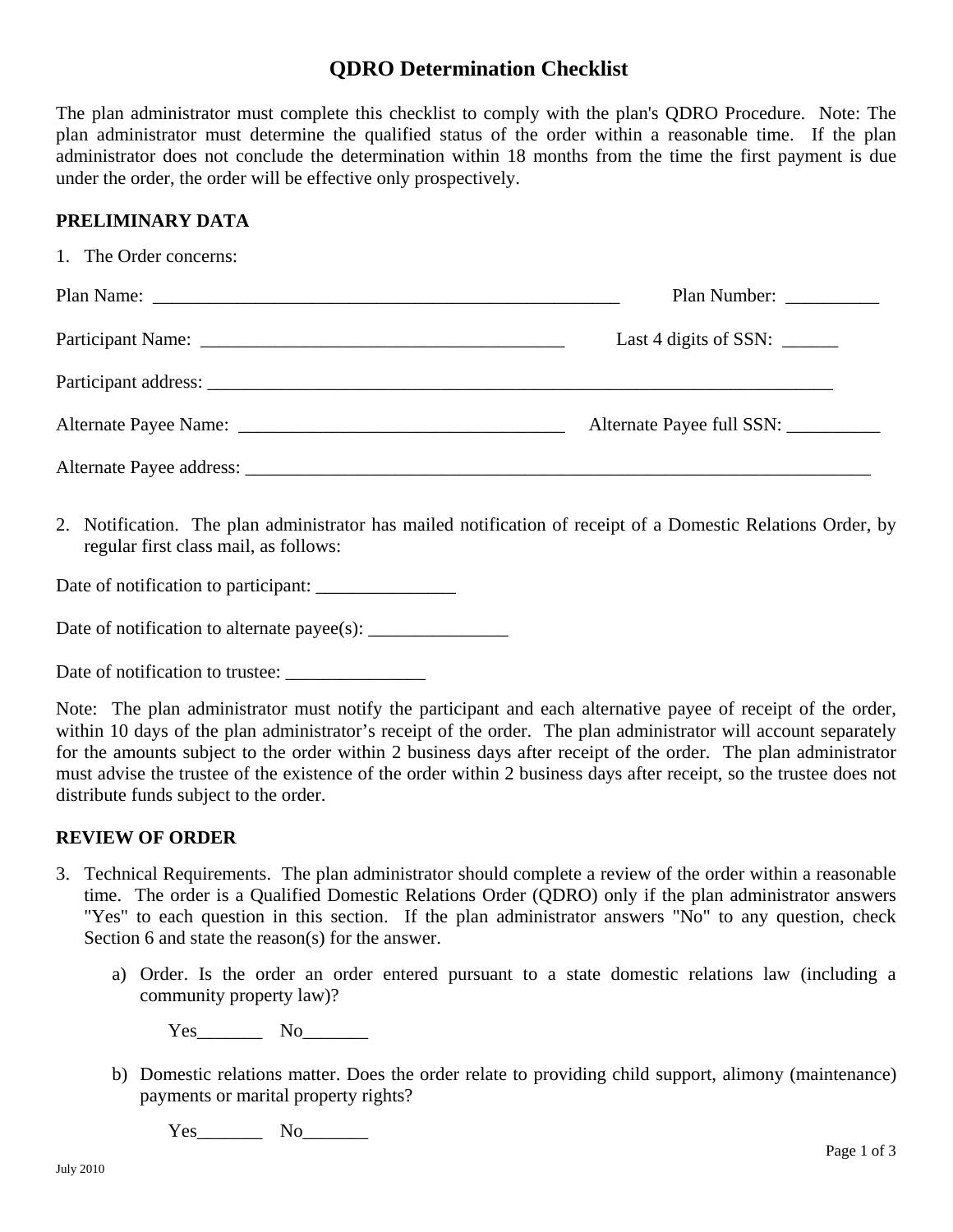# QDRO Determination Checklist

The plan administrator must complete this checklist to comply with the plan's QDRO Procedure. Note: The plan administrator must determine the qualified status of the order within a reasonable time. If the plan administrator does not conclude the determination within 18 months from the time the first payment is due under the order, the order will be effective only prospectively.

## PRELIMINARY DATA

1. The Order concerns:

Plan Name: ____________________________________________________ Plan Number: __________

Participant Name: ________________________________________ Last 4 digits of SSN: ______

Participant address: ________________________________________________________________________

Alternate Payee Name: ___________________________________ Alternate Payee full SSN: __________

Alternate Payee address: ______________________________________________________________________

2. Notification. The plan administrator has mailed notification of receipt of a Domestic Relations Order, by regular first class mail, as follows:

Date of notification to participant: _______________

Date of notification to alternate payee(s): _______________

Date of notification to trustee: _______________

Note: The plan administrator must notify the participant and each alternative payee of receipt of the order, within 10 days of the plan administrator's receipt of the order. The plan administrator will account separately for the amounts subject to the order within 2 business days after receipt of the order. The plan administrator must advise the trustee of the existence of the order within 2 business days after receipt, so the trustee does not distribute funds subject to the order.

## REVIEW OF ORDER

3. Technical Requirements. The plan administrator should complete a review of the order within a reasonable time. The order is a Qualified Domestic Relations Order (QDRO) only if the plan administrator answers "Yes" to each question in this section. If the plan administrator answers "No" to any question, check Section 6 and state the reason(s) for the answer.

   a) Order. Is the order an order entered pursuant to a state domestic relations law (including a community property law)?

      Yes_______ No_______

   b) Domestic relations matter. Does the order relate to providing child support, alimony (maintenance) payments or marital property rights?

      Yes_______ No_______

July 2010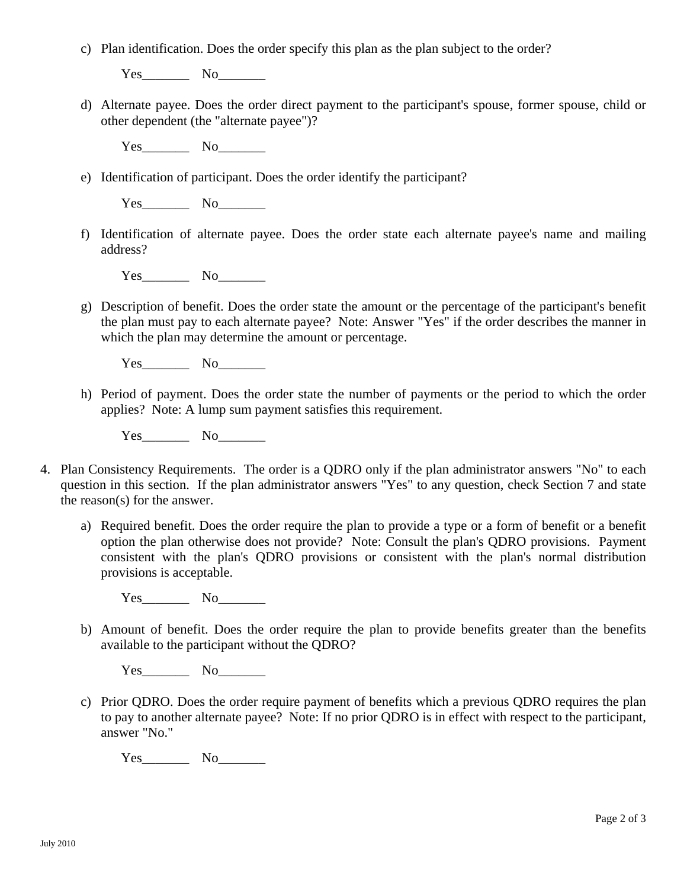c) Plan identification. Does the order specify this plan as the plan subject to the order?

   Yes_______ No_______

d) Alternate payee. Does the order direct payment to the participant's spouse, former spouse, child or other dependent (the "alternate payee")?

   Yes_______ No_______

e) Identification of participant. Does the order identify the participant?

   Yes_______ No_______

f) Identification of alternate payee. Does the order state each alternate payee's name and mailing address?

   Yes_______ No_______

g) Description of benefit. Does the order state the amount or the percentage of the participant's benefit the plan must pay to each alternate payee? Note: Answer "Yes" if the order describes the manner in which the plan may determine the amount or percentage.

   Yes_______ No_______

h) Period of payment. Does the order state the number of payments or the period to which the order applies? Note: A lump sum payment satisfies this requirement.

   Yes_______ No_______

4. Plan Consistency Requirements. The order is a QDRO only if the plan administrator answers "No" to each question in this section. If the plan administrator answers "Yes" to any question, check Section 7 and state the reason(s) for the answer.

   a) Required benefit. Does the order require the plan to provide a type or a form of benefit or a benefit option the plan otherwise does not provide? Note: Consult the plan's QDRO provisions. Payment consistent with the plan's QDRO provisions or consistent with the plan's normal distribution provisions is acceptable.

      Yes_______ No_______

   b) Amount of benefit. Does the order require the plan to provide benefits greater than the benefits available to the participant without the QDRO?

      Yes_______ No_______

   c) Prior QDRO. Does the order require payment of benefits which a previous QDRO requires the plan to pay to another alternate payee? Note: If no prior QDRO is in effect with respect to the participant, answer "No."

      Yes_______ No_______

July 2010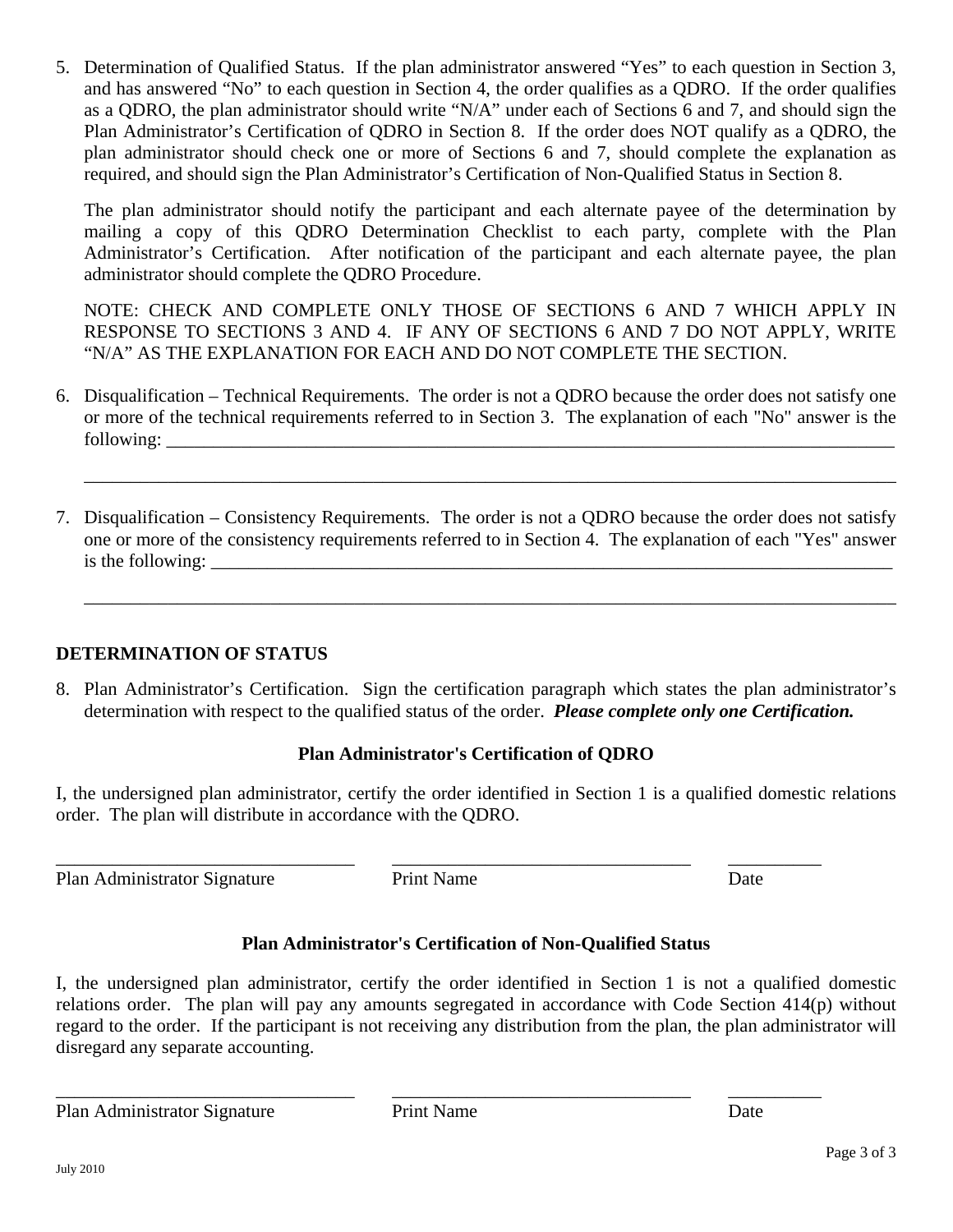5. Determination of Qualified Status. If the plan administrator answered "Yes" to each question in Section 3, and has answered "No" to each question in Section 4, the order qualifies as a QDRO. If the order qualifies as a QDRO, the plan administrator should write "N/A" under each of Sections 6 and 7, and should sign the Plan Administrator's Certification of QDRO in Section 8. If the order does NOT qualify as a QDRO, the plan administrator should check one or more of Sections 6 and 7, should complete the explanation as required, and should sign the Plan Administrator's Certification of Non-Qualified Status in Section 8.

   The plan administrator should notify the participant and each alternate payee of the determination by mailing a copy of this QDRO Determination Checklist to each party, complete with the Plan Administrator's Certification. After notification of the participant and each alternate payee, the plan administrator should complete the QDRO Procedure.

   NOTE: CHECK AND COMPLETE ONLY THOSE OF SECTIONS 6 AND 7 WHICH APPLY IN RESPONSE TO SECTIONS 3 AND 4. IF ANY OF SECTIONS 6 AND 7 DO NOT APPLY, WRITE "N/A" AS THE EXPLANATION FOR EACH AND DO NOT COMPLETE THE SECTION.

6. Disqualification – Technical Requirements. The order is not a QDRO because the order does not satisfy one or more of the technical requirements referred to in Section 3. The explanation of each "No" answer is the following: ____________________________________________________________________________

   ______________________________________________________________________________________

7. Disqualification – Consistency Requirements. The order is not a QDRO because the order does not satisfy one or more of the consistency requirements referred to in Section 4. The explanation of each "Yes" answer is the following: ________________________________________________________________________

   ______________________________________________________________________________________

## DETERMINATION OF STATUS

8. Plan Administrator's Certification. Sign the certification paragraph which states the plan administrator's determination with respect to the qualified status of the order. ***Please complete only one Certification.***

### Plan Administrator's Certification of QDRO

I, the undersigned plan administrator, certify the order identified in Section 1 is a qualified domestic relations order. The plan will distribute in accordance with the QDRO.

_______________________________ _______________________________ __________

Plan Administrator Signature Print Name Date

### Plan Administrator's Certification of Non-Qualified Status

I, the undersigned plan administrator, certify the order identified in Section 1 is not a qualified domestic relations order. The plan will pay any amounts segregated in accordance with Code Section 414(p) without regard to the order. If the participant is not receiving any distribution from the plan, the plan administrator will disregard any separate accounting.

_______________________________ _______________________________ __________

Plan Administrator Signature Print Name Date

July 2010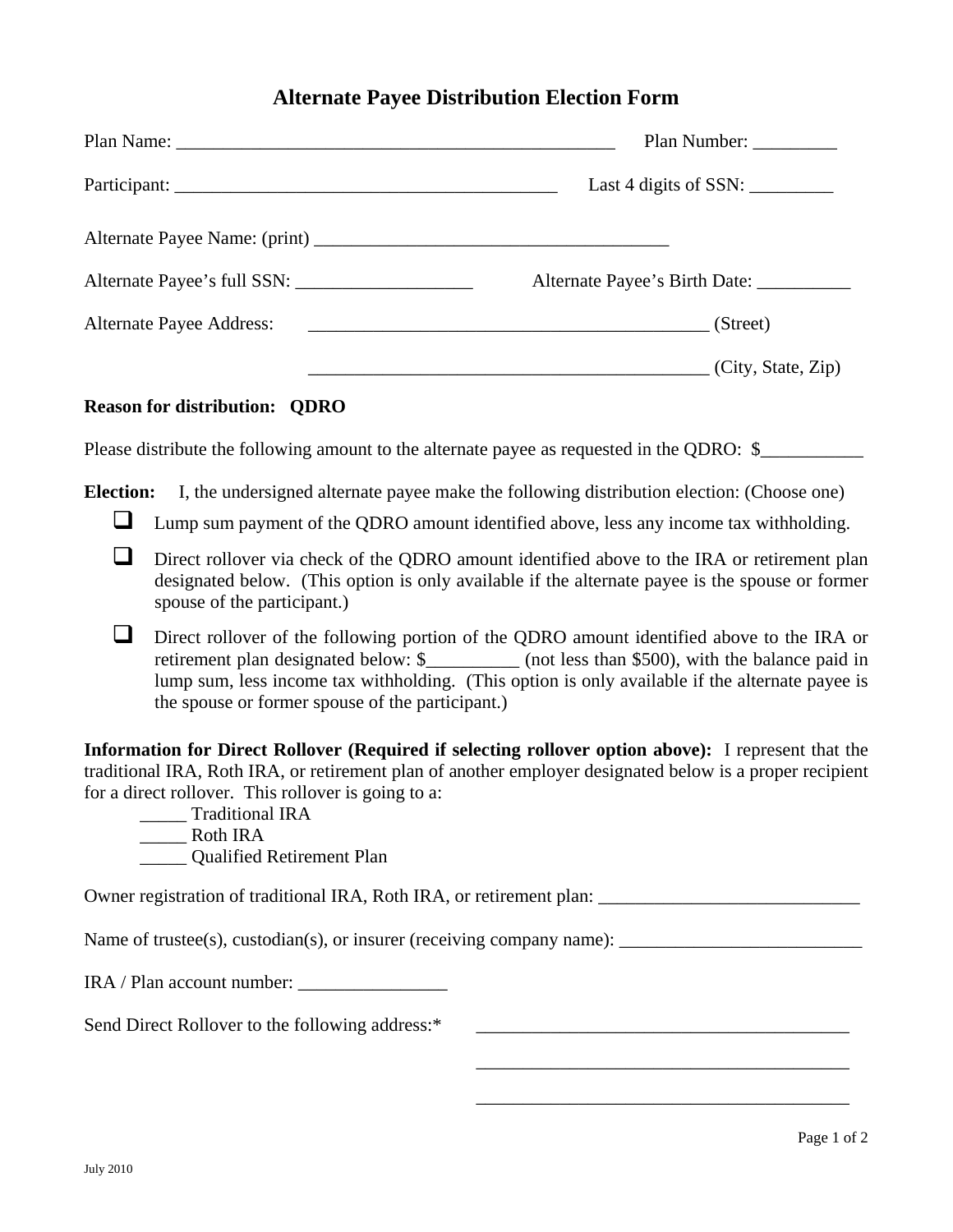# Alternate Payee Distribution Election Form

Plan Name: ______________________________________________ Plan Number: _________

Participant: ________________________________________ Last 4 digits of SSN: _________

Alternate Payee Name: (print) ______________________________________

Alternate Payee's full SSN: ___________________ Alternate Payee's Birth Date: __________

Alternate Payee Address: ___________________________________________ (Street)

___________________________________________ (City, State, Zip)

**Reason for distribution: QDRO**

Please distribute the following amount to the alternate payee as requested in the QDRO: $___________

**Election:** I, the undersigned alternate payee make the following distribution election: (Choose one)

- ☐ Lump sum payment of the QDRO amount identified above, less any income tax withholding.
- ☐ Direct rollover via check of the QDRO amount identified above to the IRA or retirement plan designated below. (This option is only available if the alternate payee is the spouse or former spouse of the participant.)
- ☐ Direct rollover of the following portion of the QDRO amount identified above to the IRA or retirement plan designated below: $__________ (not less than $500), with the balance paid in lump sum, less income tax withholding. (This option is only available if the alternate payee is the spouse or former spouse of the participant.)

**Information for Direct Rollover (Required if selecting rollover option above):** I represent that the traditional IRA, Roth IRA, or retirement plan of another employer designated below is a proper recipient for a direct rollover. This rollover is going to a:

_____ Traditional IRA
_____ Roth IRA
_____ Qualified Retirement Plan

Owner registration of traditional IRA, Roth IRA, or retirement plan: ____________________________

Name of trustee(s), custodian(s), or insurer (receiving company name): __________________________

IRA / Plan account number: ________________

Send Direct Rollover to the following address:* _________________________________________

_________________________________________

_________________________________________

July 2010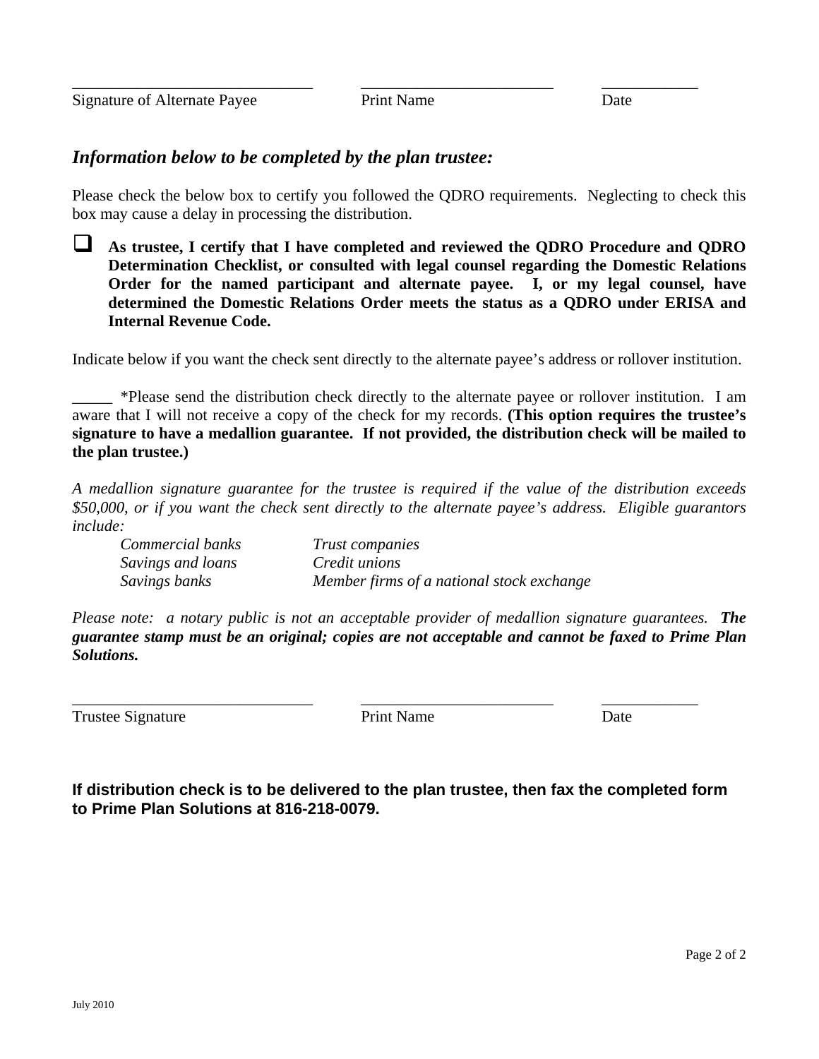\_\_\_\_\_\_\_\_\_\_\_\_\_\_\_\_\_\_\_\_\_\_\_\_\_\_\_\_\_\_ \_\_\_\_\_\_\_\_\_\_\_\_\_\_\_\_\_\_\_\_\_\_\_\_ \_\_\_\_\_\_\_\_\_\_\_\_

Signature of Alternate Payee Print Name Date

## *Information below to be completed by the plan trustee:*

Please check the below box to certify you followed the QDRO requirements. Neglecting to check this box may cause a delay in processing the distribution.

☐ **As trustee, I certify that I have completed and reviewed the QDRO Procedure and QDRO Determination Checklist, or consulted with legal counsel regarding the Domestic Relations Order for the named participant and alternate payee. I, or my legal counsel, have determined the Domestic Relations Order meets the status as a QDRO under ERISA and Internal Revenue Code.**

Indicate below if you want the check sent directly to the alternate payee's address or rollover institution.

\_\_\_\_\_ *Please send the distribution check directly to the alternate payee or rollover institution. I am aware that I will not receive a copy of the check for my records. **(This option requires the trustee's signature to have a medallion guarantee. If not provided, the distribution check will be mailed to the plan trustee.)**

*A medallion signature guarantee for the trustee is required if the value of the distribution exceeds $50,000, or if you want the check sent directly to the alternate payee's address. Eligible guarantors include:*

| | |
|---|---|
| *Commercial banks* | *Trust companies* |
| *Savings and loans* | *Credit unions* |
| *Savings banks* | *Member firms of a national stock exchange* |

*Please note: a notary public is not an acceptable provider of medallion signature guarantees.* ***The guarantee stamp must be an original; copies are not acceptable and cannot be faxed to Prime Plan Solutions.***

\_\_\_\_\_\_\_\_\_\_\_\_\_\_\_\_\_\_\_\_\_\_\_\_\_\_\_\_\_\_ \_\_\_\_\_\_\_\_\_\_\_\_\_\_\_\_\_\_\_\_\_\_\_\_ \_\_\_\_\_\_\_\_\_\_\_\_

Trustee Signature Print Name Date

**If distribution check is to be delivered to the plan trustee, then fax the completed form to Prime Plan Solutions at 816-218-0079.**

July 2010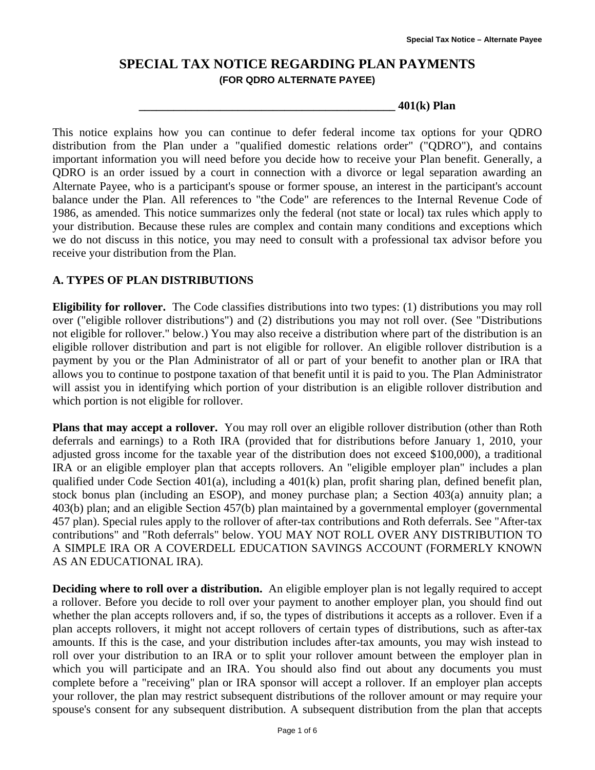# SPECIAL TAX NOTICE REGARDING PLAN PAYMENTS

**(FOR QDRO ALTERNATE PAYEE)**

**_____________________________________________ 401(k) Plan**

This notice explains how you can continue to defer federal income tax options for your QDRO distribution from the Plan under a "qualified domestic relations order" ("QDRO"), and contains important information you will need before you decide how to receive your Plan benefit. Generally, a QDRO is an order issued by a court in connection with a divorce or legal separation awarding an Alternate Payee, who is a participant's spouse or former spouse, an interest in the participant's account balance under the Plan. All references to "the Code" are references to the Internal Revenue Code of 1986, as amended. This notice summarizes only the federal (not state or local) tax rules which apply to your distribution. Because these rules are complex and contain many conditions and exceptions which we do not discuss in this notice, you may need to consult with a professional tax advisor before you receive your distribution from the Plan.

## A. TYPES OF PLAN DISTRIBUTIONS

**Eligibility for rollover.** The Code classifies distributions into two types: (1) distributions you may roll over ("eligible rollover distributions") and (2) distributions you may not roll over. (See "Distributions not eligible for rollover." below.) You may also receive a distribution where part of the distribution is an eligible rollover distribution and part is not eligible for rollover. An eligible rollover distribution is a payment by you or the Plan Administrator of all or part of your benefit to another plan or IRA that allows you to continue to postpone taxation of that benefit until it is paid to you. The Plan Administrator will assist you in identifying which portion of your distribution is an eligible rollover distribution and which portion is not eligible for rollover.

**Plans that may accept a rollover.** You may roll over an eligible rollover distribution (other than Roth deferrals and earnings) to a Roth IRA (provided that for distributions before January 1, 2010, your adjusted gross income for the taxable year of the distribution does not exceed $100,000), a traditional IRA or an eligible employer plan that accepts rollovers. An "eligible employer plan" includes a plan qualified under Code Section 401(a), including a 401(k) plan, profit sharing plan, defined benefit plan, stock bonus plan (including an ESOP), and money purchase plan; a Section 403(a) annuity plan; a 403(b) plan; and an eligible Section 457(b) plan maintained by a governmental employer (governmental 457 plan). Special rules apply to the rollover of after-tax contributions and Roth deferrals. See "After-tax contributions" and "Roth deferrals" below. YOU MAY NOT ROLL OVER ANY DISTRIBUTION TO A SIMPLE IRA OR A COVERDELL EDUCATION SAVINGS ACCOUNT (FORMERLY KNOWN AS AN EDUCATIONAL IRA).

**Deciding where to roll over a distribution.** An eligible employer plan is not legally required to accept a rollover. Before you decide to roll over your payment to another employer plan, you should find out whether the plan accepts rollovers and, if so, the types of distributions it accepts as a rollover. Even if a plan accepts rollovers, it might not accept rollovers of certain types of distributions, such as after-tax amounts. If this is the case, and your distribution includes after-tax amounts, you may wish instead to roll over your distribution to an IRA or to split your rollover amount between the employer plan in which you will participate and an IRA. You should also find out about any documents you must complete before a "receiving" plan or IRA sponsor will accept a rollover. If an employer plan accepts your rollover, the plan may restrict subsequent distributions of the rollover amount or may require your spouse's consent for any subsequent distribution. A subsequent distribution from the plan that accepts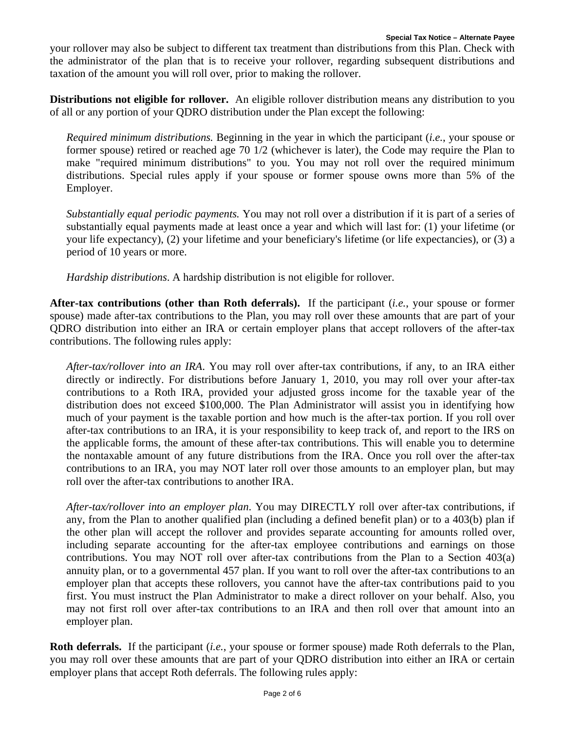your rollover may also be subject to different tax treatment than distributions from this Plan. Check with the administrator of the plan that is to receive your rollover, regarding subsequent distributions and taxation of the amount you will roll over, prior to making the rollover.

**Distributions not eligible for rollover.** An eligible rollover distribution means any distribution to you of all or any portion of your QDRO distribution under the Plan except the following:

*Required minimum distributions.* Beginning in the year in which the participant (*i.e.*, your spouse or former spouse) retired or reached age 70 1/2 (whichever is later), the Code may require the Plan to make "required minimum distributions" to you. You may not roll over the required minimum distributions. Special rules apply if your spouse or former spouse owns more than 5% of the Employer.

*Substantially equal periodic payments.* You may not roll over a distribution if it is part of a series of substantially equal payments made at least once a year and which will last for: (1) your lifetime (or your life expectancy), (2) your lifetime and your beneficiary's lifetime (or life expectancies), or (3) a period of 10 years or more.

*Hardship distributions*. A hardship distribution is not eligible for rollover.

**After-tax contributions (other than Roth deferrals).** If the participant (*i.e.*, your spouse or former spouse) made after-tax contributions to the Plan, you may roll over these amounts that are part of your QDRO distribution into either an IRA or certain employer plans that accept rollovers of the after-tax contributions. The following rules apply:

*After-tax/rollover into an IRA*. You may roll over after-tax contributions, if any, to an IRA either directly or indirectly. For distributions before January 1, 2010, you may roll over your after-tax contributions to a Roth IRA, provided your adjusted gross income for the taxable year of the distribution does not exceed $100,000. The Plan Administrator will assist you in identifying how much of your payment is the taxable portion and how much is the after-tax portion. If you roll over after-tax contributions to an IRA, it is your responsibility to keep track of, and report to the IRS on the applicable forms, the amount of these after-tax contributions. This will enable you to determine the nontaxable amount of any future distributions from the IRA. Once you roll over the after-tax contributions to an IRA, you may NOT later roll over those amounts to an employer plan, but may roll over the after-tax contributions to another IRA.

*After-tax/rollover into an employer plan*. You may DIRECTLY roll over after-tax contributions, if any, from the Plan to another qualified plan (including a defined benefit plan) or to a 403(b) plan if the other plan will accept the rollover and provides separate accounting for amounts rolled over, including separate accounting for the after-tax employee contributions and earnings on those contributions. You may NOT roll over after-tax contributions from the Plan to a Section 403(a) annuity plan, or to a governmental 457 plan. If you want to roll over the after-tax contributions to an employer plan that accepts these rollovers, you cannot have the after-tax contributions paid to you first. You must instruct the Plan Administrator to make a direct rollover on your behalf. Also, you may not first roll over after-tax contributions to an IRA and then roll over that amount into an employer plan.

**Roth deferrals.** If the participant (*i.e.*, your spouse or former spouse) made Roth deferrals to the Plan, you may roll over these amounts that are part of your QDRO distribution into either an IRA or certain employer plans that accept Roth deferrals. The following rules apply: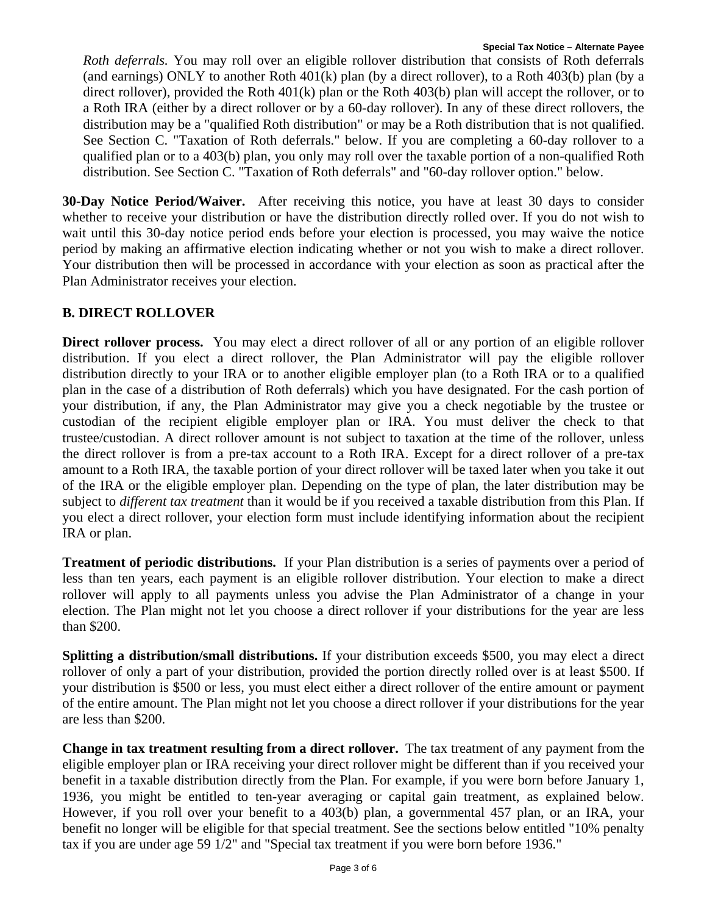*Roth deferrals.* You may roll over an eligible rollover distribution that consists of Roth deferrals (and earnings) ONLY to another Roth 401(k) plan (by a direct rollover), to a Roth 403(b) plan (by a direct rollover), provided the Roth 401(k) plan or the Roth 403(b) plan will accept the rollover, or to a Roth IRA (either by a direct rollover or by a 60-day rollover). In any of these direct rollovers, the distribution may be a "qualified Roth distribution" or may be a Roth distribution that is not qualified. See Section C. "Taxation of Roth deferrals." below. If you are completing a 60-day rollover to a qualified plan or to a 403(b) plan, you only may roll over the taxable portion of a non-qualified Roth distribution. See Section C. "Taxation of Roth deferrals" and "60-day rollover option." below.

**30-Day Notice Period/Waiver.** After receiving this notice, you have at least 30 days to consider whether to receive your distribution or have the distribution directly rolled over. If you do not wish to wait until this 30-day notice period ends before your election is processed, you may waive the notice period by making an affirmative election indicating whether or not you wish to make a direct rollover. Your distribution then will be processed in accordance with your election as soon as practical after the Plan Administrator receives your election.

## B. DIRECT ROLLOVER

**Direct rollover process.** You may elect a direct rollover of all or any portion of an eligible rollover distribution. If you elect a direct rollover, the Plan Administrator will pay the eligible rollover distribution directly to your IRA or to another eligible employer plan (to a Roth IRA or to a qualified plan in the case of a distribution of Roth deferrals) which you have designated. For the cash portion of your distribution, if any, the Plan Administrator may give you a check negotiable by the trustee or custodian of the recipient eligible employer plan or IRA. You must deliver the check to that trustee/custodian. A direct rollover amount is not subject to taxation at the time of the rollover, unless the direct rollover is from a pre-tax account to a Roth IRA. Except for a direct rollover of a pre-tax amount to a Roth IRA, the taxable portion of your direct rollover will be taxed later when you take it out of the IRA or the eligible employer plan. Depending on the type of plan, the later distribution may be subject to *different tax treatment* than it would be if you received a taxable distribution from this Plan. If you elect a direct rollover, your election form must include identifying information about the recipient IRA or plan.

**Treatment of periodic distributions.** If your Plan distribution is a series of payments over a period of less than ten years, each payment is an eligible rollover distribution. Your election to make a direct rollover will apply to all payments unless you advise the Plan Administrator of a change in your election. The Plan might not let you choose a direct rollover if your distributions for the year are less than $200.

**Splitting a distribution/small distributions.** If your distribution exceeds $500, you may elect a direct rollover of only a part of your distribution, provided the portion directly rolled over is at least $500. If your distribution is $500 or less, you must elect either a direct rollover of the entire amount or payment of the entire amount. The Plan might not let you choose a direct rollover if your distributions for the year are less than $200.

**Change in tax treatment resulting from a direct rollover.** The tax treatment of any payment from the eligible employer plan or IRA receiving your direct rollover might be different than if you received your benefit in a taxable distribution directly from the Plan. For example, if you were born before January 1, 1936, you might be entitled to ten-year averaging or capital gain treatment, as explained below. However, if you roll over your benefit to a 403(b) plan, a governmental 457 plan, or an IRA, your benefit no longer will be eligible for that special treatment. See the sections below entitled "10% penalty tax if you are under age 59 1/2" and "Special tax treatment if you were born before 1936."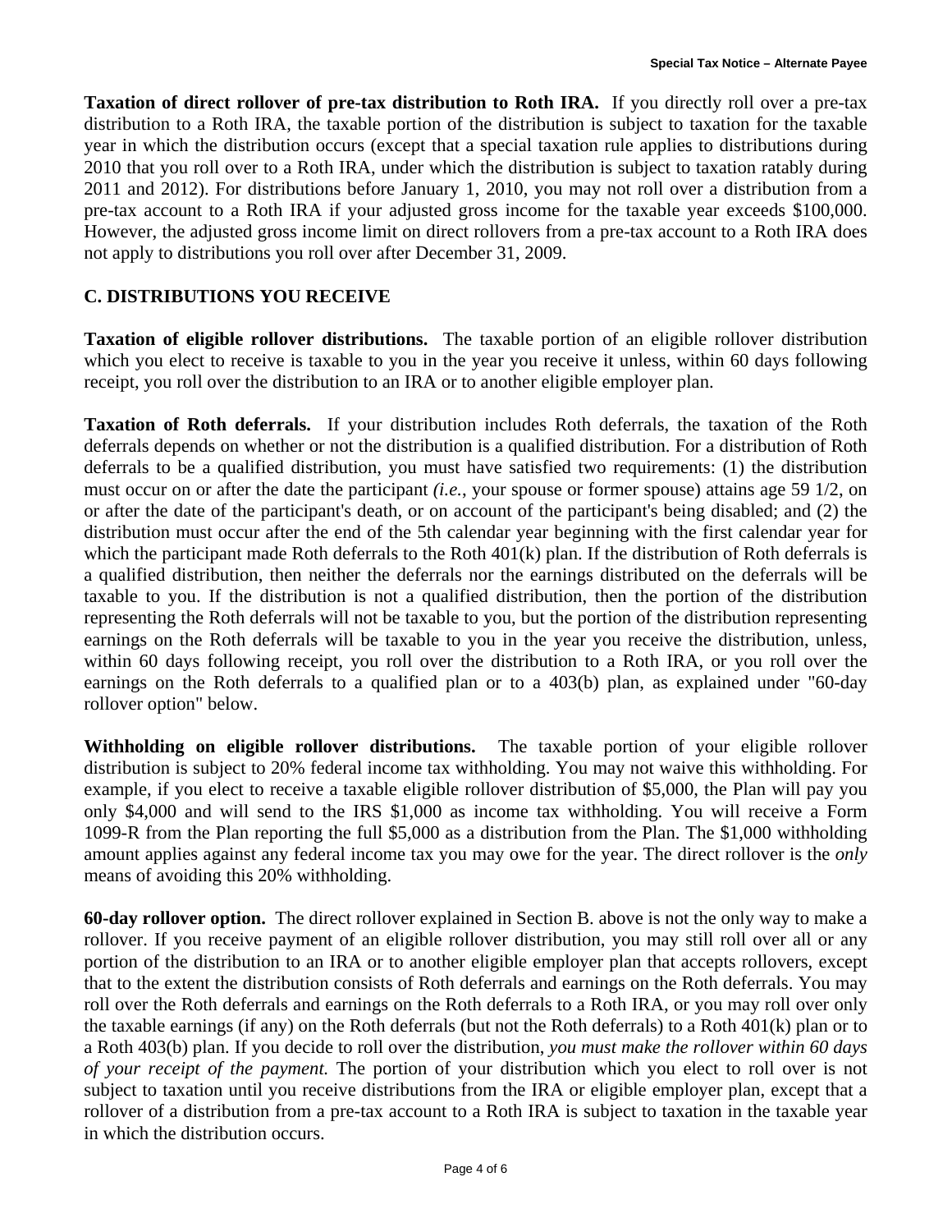**Taxation of direct rollover of pre-tax distribution to Roth IRA.** If you directly roll over a pre-tax distribution to a Roth IRA, the taxable portion of the distribution is subject to taxation for the taxable year in which the distribution occurs (except that a special taxation rule applies to distributions during 2010 that you roll over to a Roth IRA, under which the distribution is subject to taxation ratably during 2011 and 2012). For distributions before January 1, 2010, you may not roll over a distribution from a pre-tax account to a Roth IRA if your adjusted gross income for the taxable year exceeds $100,000. However, the adjusted gross income limit on direct rollovers from a pre-tax account to a Roth IRA does not apply to distributions you roll over after December 31, 2009.

## C. DISTRIBUTIONS YOU RECEIVE

**Taxation of eligible rollover distributions.** The taxable portion of an eligible rollover distribution which you elect to receive is taxable to you in the year you receive it unless, within 60 days following receipt, you roll over the distribution to an IRA or to another eligible employer plan.

**Taxation of Roth deferrals.** If your distribution includes Roth deferrals, the taxation of the Roth deferrals depends on whether or not the distribution is a qualified distribution. For a distribution of Roth deferrals to be a qualified distribution, you must have satisfied two requirements: (1) the distribution must occur on or after the date the participant *(i.e.*, your spouse or former spouse) attains age 59 1/2, on or after the date of the participant's death, or on account of the participant's being disabled; and (2) the distribution must occur after the end of the 5th calendar year beginning with the first calendar year for which the participant made Roth deferrals to the Roth 401(k) plan. If the distribution of Roth deferrals is a qualified distribution, then neither the deferrals nor the earnings distributed on the deferrals will be taxable to you. If the distribution is not a qualified distribution, then the portion of the distribution representing the Roth deferrals will not be taxable to you, but the portion of the distribution representing earnings on the Roth deferrals will be taxable to you in the year you receive the distribution, unless, within 60 days following receipt, you roll over the distribution to a Roth IRA, or you roll over the earnings on the Roth deferrals to a qualified plan or to a 403(b) plan, as explained under "60-day rollover option" below.

**Withholding on eligible rollover distributions.** The taxable portion of your eligible rollover distribution is subject to 20% federal income tax withholding. You may not waive this withholding. For example, if you elect to receive a taxable eligible rollover distribution of $5,000, the Plan will pay you only $4,000 and will send to the IRS $1,000 as income tax withholding. You will receive a Form 1099-R from the Plan reporting the full $5,000 as a distribution from the Plan. The $1,000 withholding amount applies against any federal income tax you may owe for the year. The direct rollover is the *only* means of avoiding this 20% withholding.

**60-day rollover option.** The direct rollover explained in Section B. above is not the only way to make a rollover. If you receive payment of an eligible rollover distribution, you may still roll over all or any portion of the distribution to an IRA or to another eligible employer plan that accepts rollovers, except that to the extent the distribution consists of Roth deferrals and earnings on the Roth deferrals. You may roll over the Roth deferrals and earnings on the Roth deferrals to a Roth IRA, or you may roll over only the taxable earnings (if any) on the Roth deferrals (but not the Roth deferrals) to a Roth 401(k) plan or to a Roth 403(b) plan. If you decide to roll over the distribution, *you must make the rollover within 60 days of your receipt of the payment.* The portion of your distribution which you elect to roll over is not subject to taxation until you receive distributions from the IRA or eligible employer plan, except that a rollover of a distribution from a pre-tax account to a Roth IRA is subject to taxation in the taxable year in which the distribution occurs.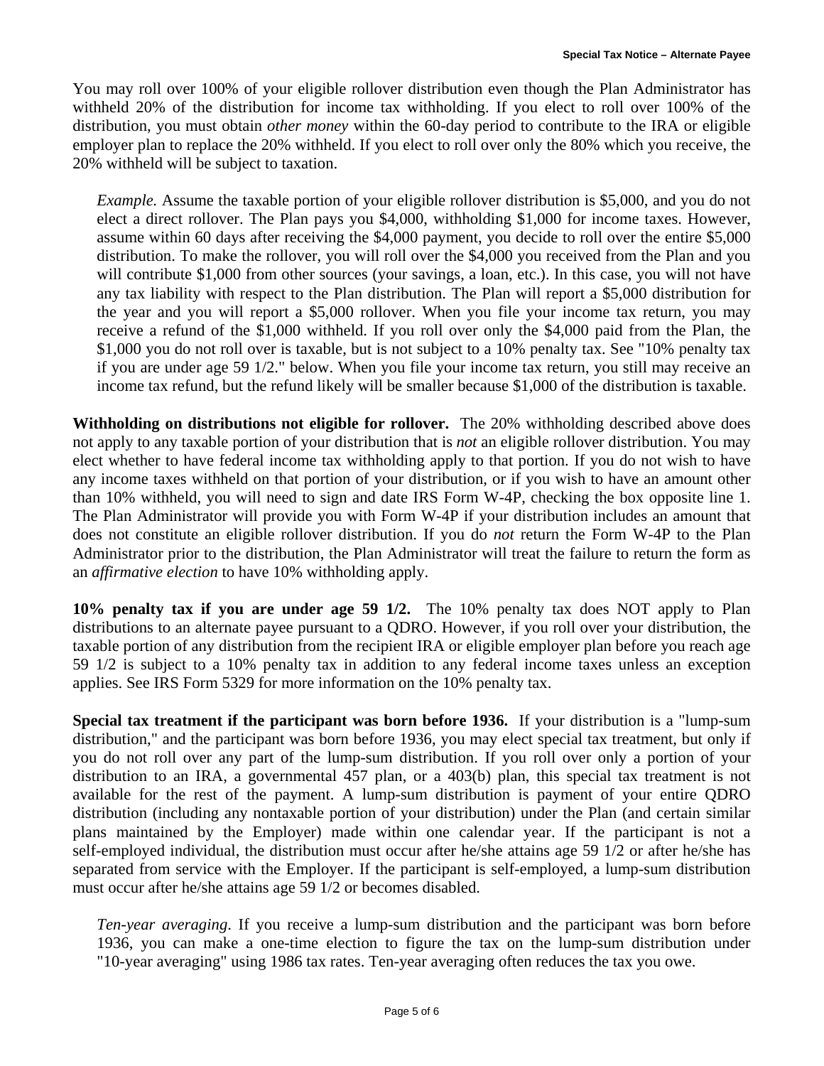You may roll over 100% of your eligible rollover distribution even though the Plan Administrator has withheld 20% of the distribution for income tax withholding. If you elect to roll over 100% of the distribution, you must obtain *other money* within the 60-day period to contribute to the IRA or eligible employer plan to replace the 20% withheld. If you elect to roll over only the 80% which you receive, the 20% withheld will be subject to taxation.

> *Example.* Assume the taxable portion of your eligible rollover distribution is $5,000, and you do not elect a direct rollover. The Plan pays you $4,000, withholding $1,000 for income taxes. However, assume within 60 days after receiving the $4,000 payment, you decide to roll over the entire $5,000 distribution. To make the rollover, you will roll over the $4,000 you received from the Plan and you will contribute $1,000 from other sources (your savings, a loan, etc.). In this case, you will not have any tax liability with respect to the Plan distribution. The Plan will report a $5,000 distribution for the year and you will report a $5,000 rollover. When you file your income tax return, you may receive a refund of the $1,000 withheld. If you roll over only the $4,000 paid from the Plan, the $1,000 you do not roll over is taxable, but is not subject to a 10% penalty tax. See "10% penalty tax if you are under age 59 1/2." below. When you file your income tax return, you still may receive an income tax refund, but the refund likely will be smaller because $1,000 of the distribution is taxable.

**Withholding on distributions not eligible for rollover.** The 20% withholding described above does not apply to any taxable portion of your distribution that is *not* an eligible rollover distribution. You may elect whether to have federal income tax withholding apply to that portion. If you do not wish to have any income taxes withheld on that portion of your distribution, or if you wish to have an amount other than 10% withheld, you will need to sign and date IRS Form W-4P, checking the box opposite line 1. The Plan Administrator will provide you with Form W-4P if your distribution includes an amount that does not constitute an eligible rollover distribution. If you do *not* return the Form W-4P to the Plan Administrator prior to the distribution, the Plan Administrator will treat the failure to return the form as an *affirmative election* to have 10% withholding apply.

**10% penalty tax if you are under age 59 1/2.** The 10% penalty tax does NOT apply to Plan distributions to an alternate payee pursuant to a QDRO. However, if you roll over your distribution, the taxable portion of any distribution from the recipient IRA or eligible employer plan before you reach age 59 1/2 is subject to a 10% penalty tax in addition to any federal income taxes unless an exception applies. See IRS Form 5329 for more information on the 10% penalty tax.

**Special tax treatment if the participant was born before 1936.** If your distribution is a "lump-sum distribution," and the participant was born before 1936, you may elect special tax treatment, but only if you do not roll over any part of the lump-sum distribution. If you roll over only a portion of your distribution to an IRA, a governmental 457 plan, or a 403(b) plan, this special tax treatment is not available for the rest of the payment. A lump-sum distribution is payment of your entire QDRO distribution (including any nontaxable portion of your distribution) under the Plan (and certain similar plans maintained by the Employer) made within one calendar year. If the participant is not a self-employed individual, the distribution must occur after he/she attains age 59 1/2 or after he/she has separated from service with the Employer. If the participant is self-employed, a lump-sum distribution must occur after he/she attains age 59 1/2 or becomes disabled.

> *Ten-year averaging*. If you receive a lump-sum distribution and the participant was born before 1936, you can make a one-time election to figure the tax on the lump-sum distribution under "10-year averaging" using 1986 tax rates. Ten-year averaging often reduces the tax you owe.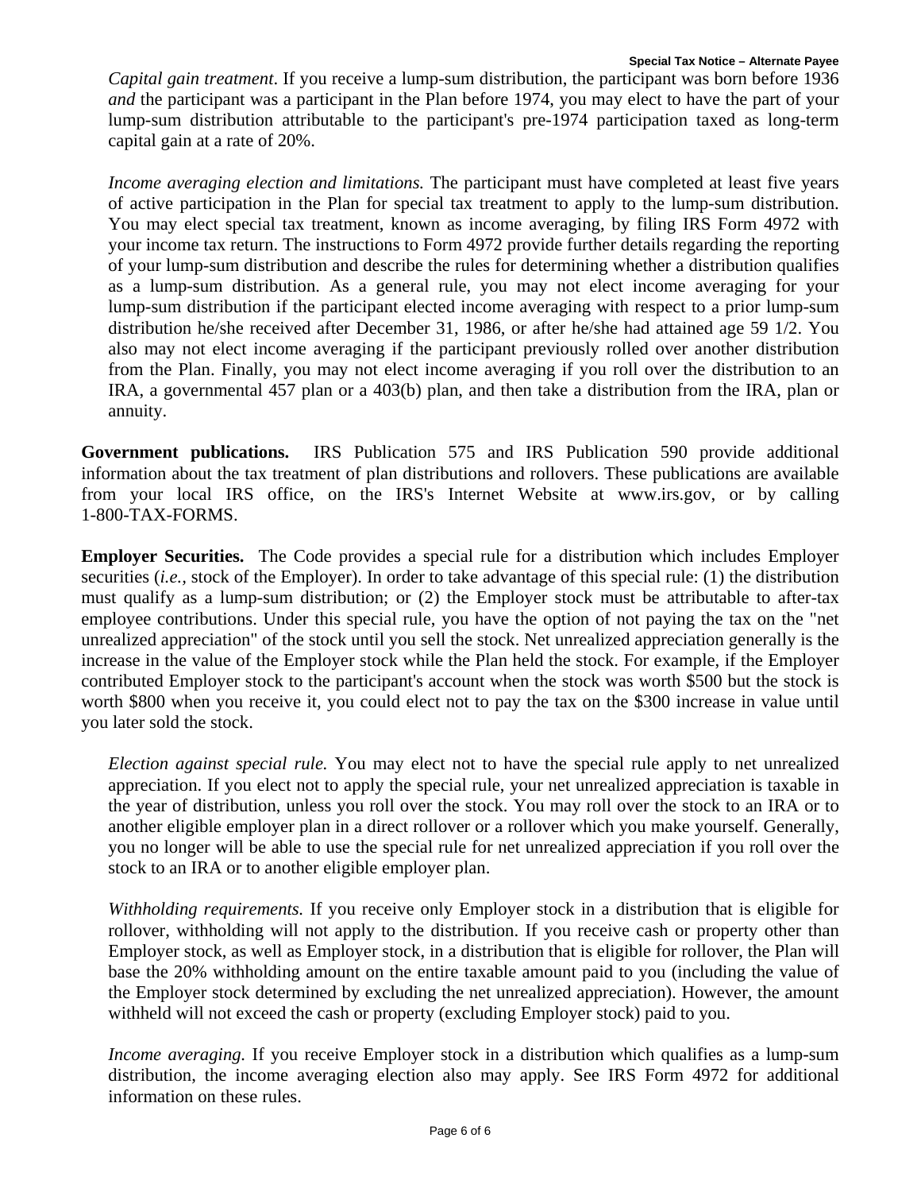*Capital gain treatment*. If you receive a lump-sum distribution, the participant was born before 1936 *and* the participant was a participant in the Plan before 1974, you may elect to have the part of your lump-sum distribution attributable to the participant's pre-1974 participation taxed as long-term capital gain at a rate of 20%.

*Income averaging election and limitations.* The participant must have completed at least five years of active participation in the Plan for special tax treatment to apply to the lump-sum distribution. You may elect special tax treatment, known as income averaging, by filing IRS Form 4972 with your income tax return. The instructions to Form 4972 provide further details regarding the reporting of your lump-sum distribution and describe the rules for determining whether a distribution qualifies as a lump-sum distribution. As a general rule, you may not elect income averaging for your lump-sum distribution if the participant elected income averaging with respect to a prior lump-sum distribution he/she received after December 31, 1986, or after he/she had attained age 59 1/2. You also may not elect income averaging if the participant previously rolled over another distribution from the Plan. Finally, you may not elect income averaging if you roll over the distribution to an IRA, a governmental 457 plan or a 403(b) plan, and then take a distribution from the IRA, plan or annuity.

**Government publications.** IRS Publication 575 and IRS Publication 590 provide additional information about the tax treatment of plan distributions and rollovers. These publications are available from your local IRS office, on the IRS's Internet Website at www.irs.gov, or by calling 1-800-TAX-FORMS.

**Employer Securities.** The Code provides a special rule for a distribution which includes Employer securities (*i.e.,* stock of the Employer). In order to take advantage of this special rule: (1) the distribution must qualify as a lump-sum distribution; or (2) the Employer stock must be attributable to after-tax employee contributions. Under this special rule, you have the option of not paying the tax on the "net unrealized appreciation" of the stock until you sell the stock. Net unrealized appreciation generally is the increase in the value of the Employer stock while the Plan held the stock. For example, if the Employer contributed Employer stock to the participant's account when the stock was worth $500 but the stock is worth $800 when you receive it, you could elect not to pay the tax on the $300 increase in value until you later sold the stock.

*Election against special rule.* You may elect not to have the special rule apply to net unrealized appreciation. If you elect not to apply the special rule, your net unrealized appreciation is taxable in the year of distribution, unless you roll over the stock. You may roll over the stock to an IRA or to another eligible employer plan in a direct rollover or a rollover which you make yourself. Generally, you no longer will be able to use the special rule for net unrealized appreciation if you roll over the stock to an IRA or to another eligible employer plan.

*Withholding requirements.* If you receive only Employer stock in a distribution that is eligible for rollover, withholding will not apply to the distribution. If you receive cash or property other than Employer stock, as well as Employer stock, in a distribution that is eligible for rollover, the Plan will base the 20% withholding amount on the entire taxable amount paid to you (including the value of the Employer stock determined by excluding the net unrealized appreciation). However, the amount withheld will not exceed the cash or property (excluding Employer stock) paid to you.

*Income averaging.* If you receive Employer stock in a distribution which qualifies as a lump-sum distribution, the income averaging election also may apply. See IRS Form 4972 for additional information on these rules.